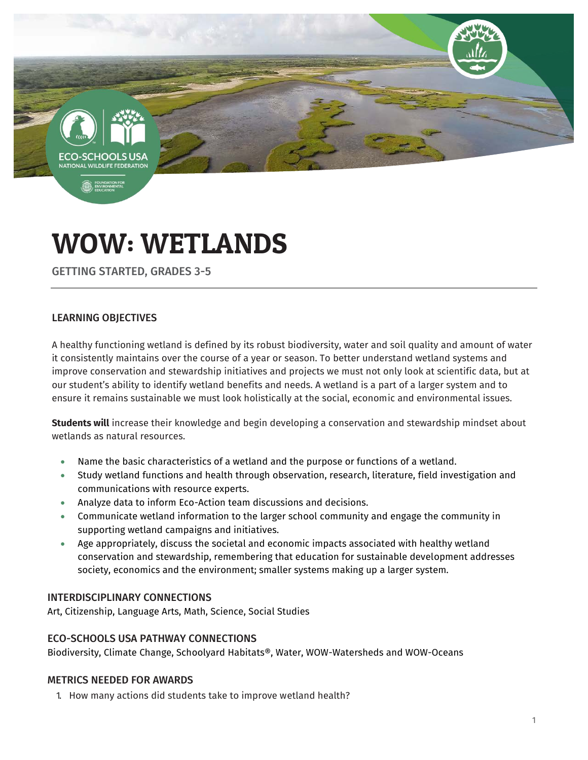# WOW: WETLANDS

GETTING STARTED, GRADES 3-5

## LEARNING OBJECTIVES

A healthy functioning wetland is defined by its robust biodiversity, water and soil quality and amount of water it consistently maintains over the course of a year or season. To better understand wetland systems and improve conservation and stewardship initiatives and projects we must not only look at scientific data, but at our student's ability to identify wetland benefits and needs. A wetland is a part of a larger system and to ensure it remains sustainable we must look holistically at the social, economic and environmental issues.

**Students will** increase their knowledge and begin developing a conservation and stewardship mindset about wetlands as natural resources.

- Name the basic characteristics of a wetland and the purpose or functions of a wetland.
- Study wetland functions and health through observation, research, literature, field investigation and communications with resource experts.
- Analyze data to inform Eco-Action team discussions and decisions.
- Communicate wetland information to the larger school community and engage the community in supporting wetland campaigns and initiatives.
- Age appropriately, discuss the societal and economic impacts associated with healthy wetland conservation and stewardship, remembering that education for sustainable development addresses society, economics and the environment; smaller systems making up a larger system.

## INTERDISCIPLINARY CONNECTIONS

Art, Citizenship, Language Arts, Math, Science, Social Studies

## ECO-SCHOOLS USA PATHWAY CONNECTIONS

Biodiversity, Climate Change, Schoolyard Habitats®, Water, WOW-Watersheds and WOW-Oceans

## METRICS NEEDED FOR AWARDS

1. How many actions did students take to improve wetland health?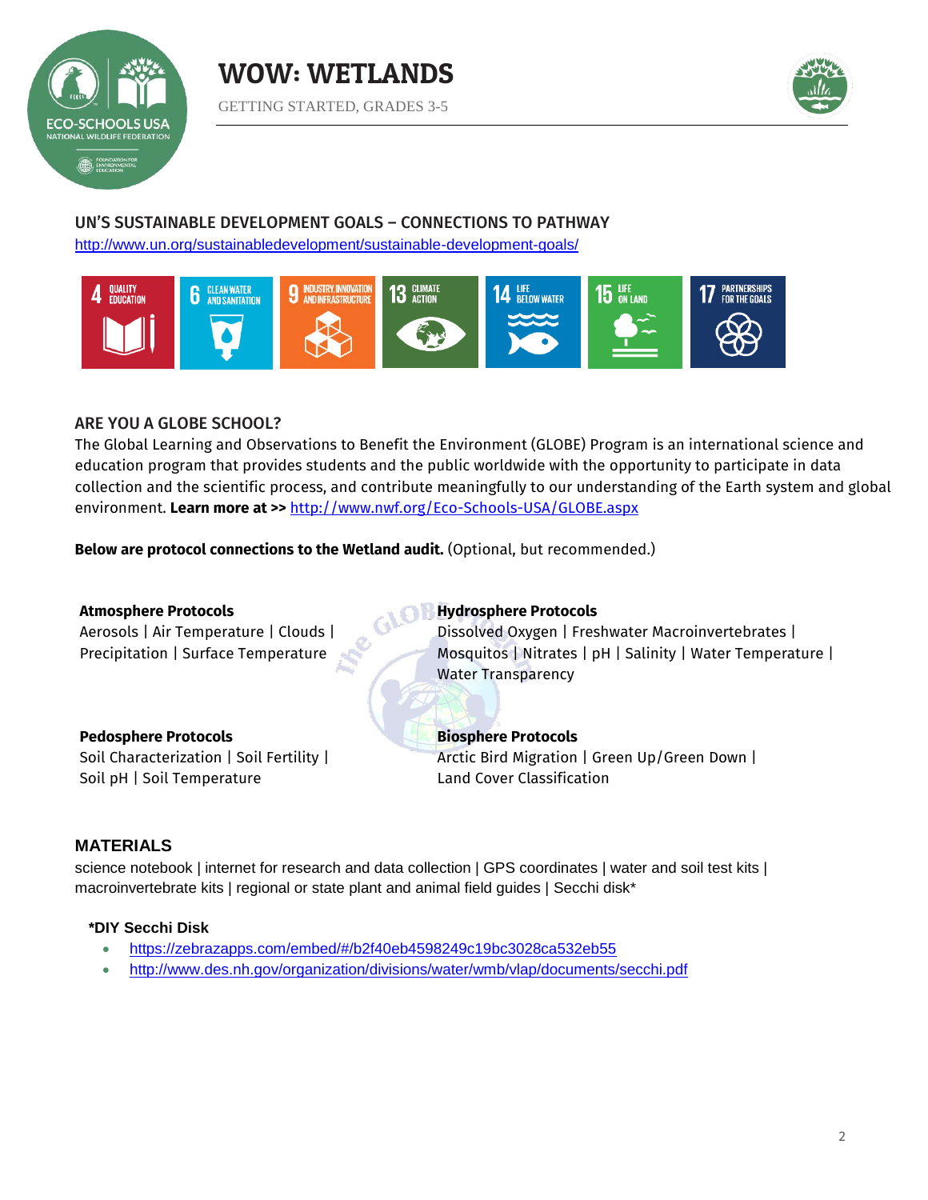## UN'S SUSTAINABLE DEVELOPMENT GOALS – CONNECTIONS TO PATHWAY

http://www.un.org/sustainabledevelopment/sustainable-development-goals/

4 QUALITY EDUCATION | 6 CLEAN WATER AND SANITATION | 9 INDUSTRY, INNOVATION AND INFRASTRUCTURE | 13 CLIMATE ACTION | 14 LIFE BELOW WATER | 15 LIFE ON LAND | 17 PARTNERSHIPS FOR THE GOALS

## ARE YOU A GLOBE SCHOOL?

The Global Learning and Observations to Benefit the Environment (GLOBE) Program is an international science and education program that provides students and the public worldwide with the opportunity to participate in data collection and the scientific process, and contribute meaningfully to our understanding of the Earth system and global environment. **Learn more at >>** http://www.nwf.org/Eco-Schools-USA/GLOBE.aspx

**Below are protocol connections to the Wetland audit.** (Optional, but recommended.)

**Atmosphere Protocols**
Aerosols | Air Temperature | Clouds | Precipitation | Surface Temperature

**Hydrosphere Protocols**
Dissolved Oxygen | Freshwater Macroinvertebrates | Mosquitos | Nitrates | pH | Salinity | Water Temperature | Water Transparency

**Pedosphere Protocols**
Soil Characterization | Soil Fertility | Soil pH | Soil Temperature

**Biosphere Protocols**
Arctic Bird Migration | Green Up/Green Down | Land Cover Classification

## MATERIALS

science notebook | internet for research and data collection | GPS coordinates | water and soil test kits | macroinvertebrate kits | regional or state plant and animal field guides | Secchi disk*

### *DIY Secchi Disk

- https://zebrazapps.com/embed/#/b2f40eb4598249c19bc3028ca532eb55
- http://www.des.nh.gov/organization/divisions/water/wmb/vlap/documents/secchi.pdf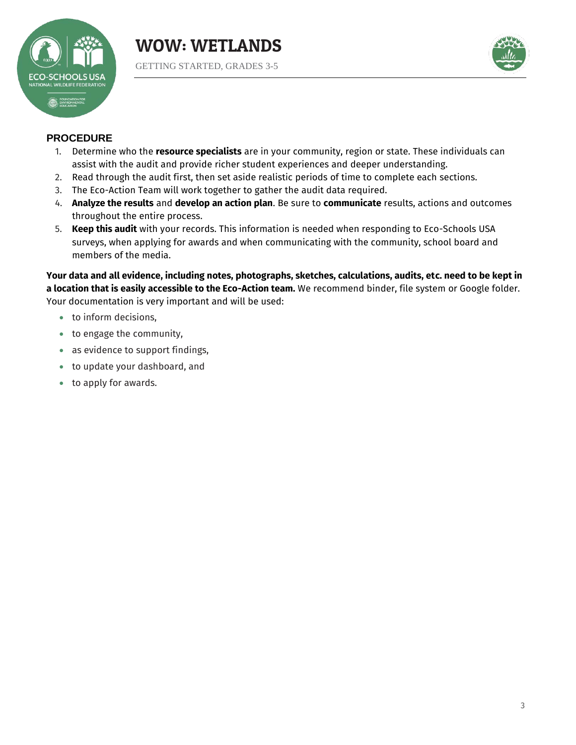## PROCEDURE

1. Determine who the **resource specialists** are in your community, region or state. These individuals can assist with the audit and provide richer student experiences and deeper understanding.
2. Read through the audit first, then set aside realistic periods of time to complete each sections.
3. The Eco-Action Team will work together to gather the audit data required.
4. **Analyze the results** and **develop an action plan**. Be sure to **communicate** results, actions and outcomes throughout the entire process.
5. **Keep this audit** with your records. This information is needed when responding to Eco-Schools USA surveys, when applying for awards and when communicating with the community, school board and members of the media.

**Your data and all evidence, including notes, photographs, sketches, calculations, audits, etc. need to be kept in a location that is easily accessible to the Eco-Action team.** We recommend binder, file system or Google folder. Your documentation is very important and will be used:

- to inform decisions,
- to engage the community,
- as evidence to support findings,
- to update your dashboard, and
- to apply for awards.